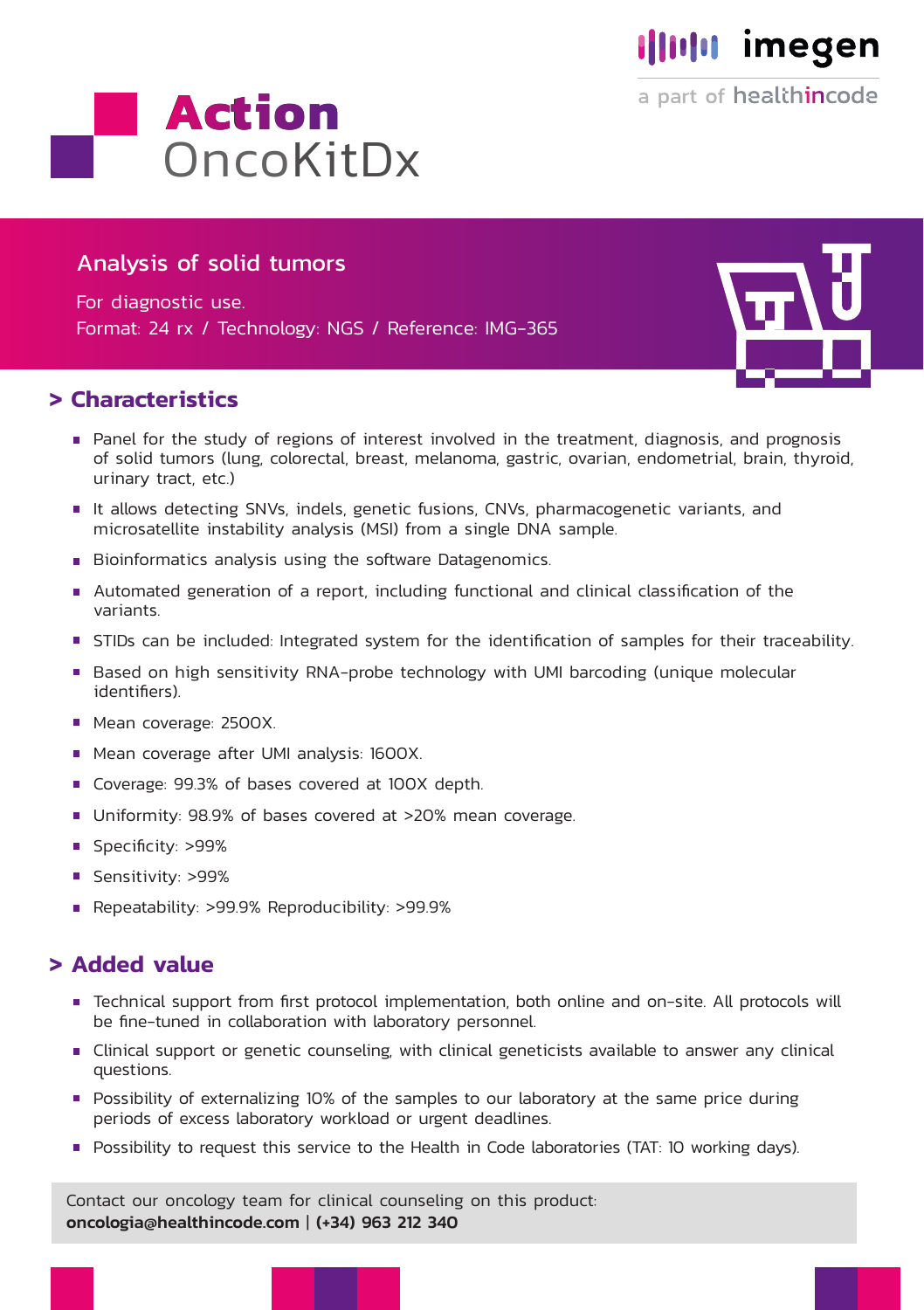imegen

a part of healthincode

# Action OncoKitDx

## Analysis of solid tumors

For diagnostic use.
Format: 24 rx / Technology: NGS / Reference: IMG-365

## > Characteristics

- Panel for the study of regions of interest involved in the treatment, diagnosis, and prognosis of solid tumors (lung, colorectal, breast, melanoma, gastric, ovarian, endometrial, brain, thyroid, urinary tract, etc.)
- It allows detecting SNVs, indels, genetic fusions, CNVs, pharmacogenetic variants, and microsatellite instability analysis (MSI) from a single DNA sample.
- Bioinformatics analysis using the software Datagenomics.
- Automated generation of a report, including functional and clinical classification of the variants.
- STIDs can be included: Integrated system for the identification of samples for their traceability.
- Based on high sensitivity RNA-probe technology with UMI barcoding (unique molecular identifiers).
- Mean coverage: 2500X.
- Mean coverage after UMI analysis: 1600X.
- Coverage: 99.3% of bases covered at 100X depth.
- Uniformity: 98.9% of bases covered at >20% mean coverage.
- Specificity: >99%
- Sensitivity: >99%
- Repeatability: >99.9% Reproducibility: >99.9%

## > Added value

- Technical support from first protocol implementation, both online and on-site. All protocols will be fine-tuned in collaboration with laboratory personnel.
- Clinical support or genetic counseling, with clinical geneticists available to answer any clinical questions.
- Possibility of externalizing 10% of the samples to our laboratory at the same price during periods of excess laboratory workload or urgent deadlines.
- Possibility to request this service to the Health in Code laboratories (TAT: 10 working days).

Contact our oncology team for clinical counseling on this product:
**oncologia@healthincode.com | (+34) 963 212 340**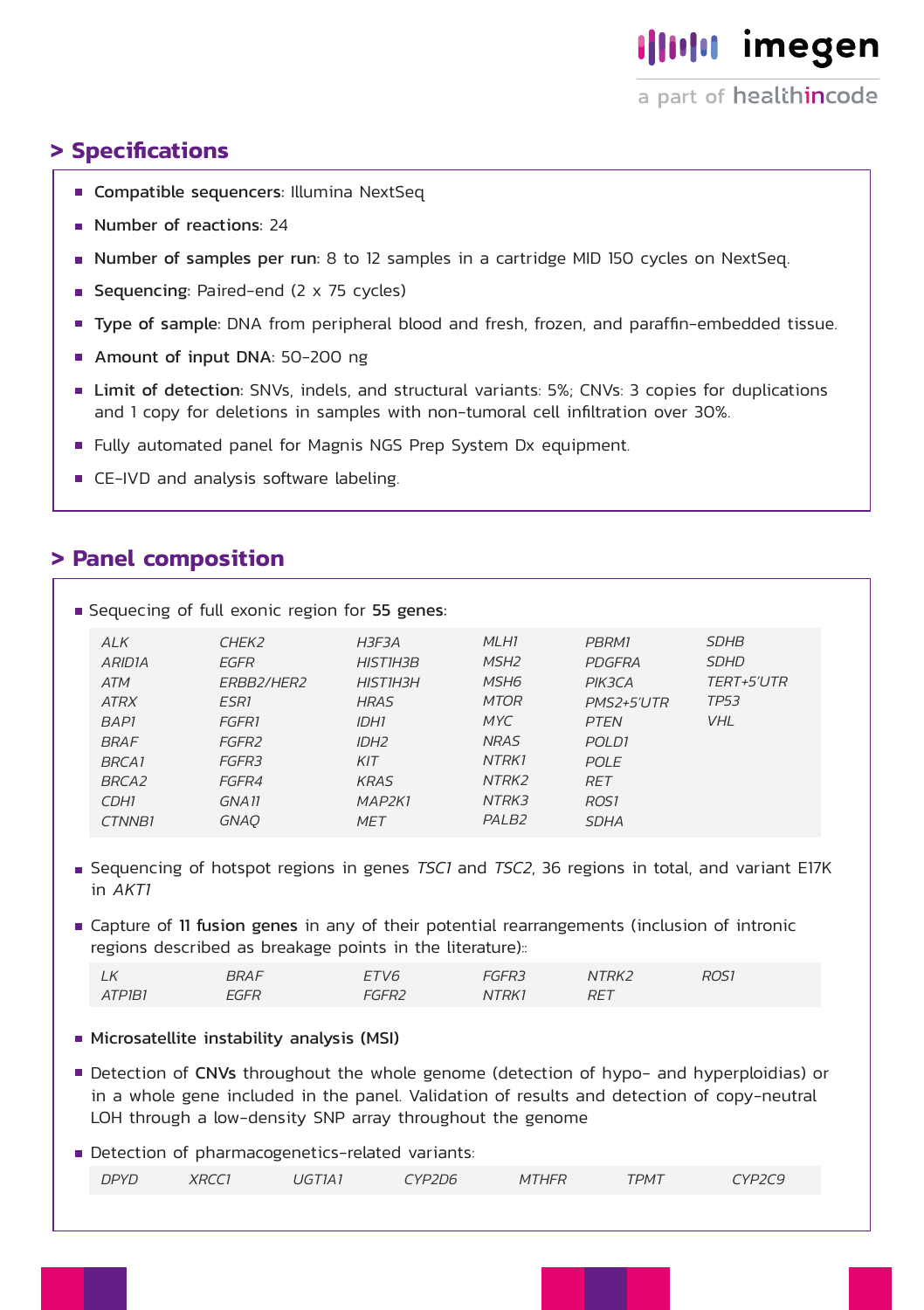## > Specifications

- **Compatible sequencers**: Illumina NextSeq
- **Number of reactions**: 24
- **Number of samples per run**: 8 to 12 samples in a cartridge MID 150 cycles on NextSeq.
- **Sequencing**: Paired-end (2 x 75 cycles)
- **Type of sample**: DNA from peripheral blood and fresh, frozen, and paraffin-embedded tissue.
- **Amount of input DNA**: 50-200 ng
- **Limit of detection**: SNVs, indels, and structural variants: 5%; CNVs: 3 copies for duplications and 1 copy for deletions in samples with non-tumoral cell infiltration over 30%.
- Fully automated panel for Magnis NGS Prep System Dx equipment.
- CE-IVD and analysis software labeling.

## > Panel composition

- Sequecing of full exonic region for **55 genes**:

| | | | | | |
|---|---|---|---|---|---|
| *ALK* | *CHEK2* | *H3F3A* | *MLH1* | *PBRM1* | *SDHB* |
| *ARID1A* | *EGFR* | *HIST1H3B* | *MSH2* | *PDGFRA* | *SDHD* |
| *ATM* | *ERBB2/HER2* | *HIST1H3H* | *MSH6* | *PIK3CA* | *TERT+5'UTR* |
| *ATRX* | *ESR1* | *HRAS* | *MTOR* | *PMS2+5'UTR* | *TP53* |
| *BAP1* | *FGFR1* | *IDH1* | *MYC* | *PTEN* | *VHL* |
| *BRAF* | *FGFR2* | *IDH2* | *NRAS* | *POLD1* | |
| *BRCA1* | *FGFR3* | *KIT* | *NTRK1* | *POLE* | |
| *BRCA2* | *FGFR4* | *KRAS* | *NTRK2* | *RET* | |
| *CDH1* | *GNA11* | *MAP2K1* | *NTRK3* | *ROS1* | |
| *CTNNB1* | *GNAQ* | *MET* | *PALB2* | *SDHA* | |

- Sequencing of hotspot regions in genes *TSC1* and *TSC2*, 36 regions in total, and variant E17K in *AKT1*

- Capture of **11 fusion genes** in any of their potential rearrangements (inclusion of intronic regions described as breakage points in the literature)::

| | | | | | |
|---|---|---|---|---|---|
| *LK* | *BRAF* | *ETV6* | *FGFR3* | *NTRK2* | *ROS1* |
| *ATP1B1* | *EGFR* | *FGFR2* | *NTRK1* | *RET* | |

- **Microsatellite instability analysis (MSI)**

- Detection of **CNVs** throughout the whole genome (detection of hypo- and hyperploidias) or in a whole gene included in the panel. Validation of results and detection of copy-neutral LOH through a low-density SNP array throughout the genome

- Detection of pharmacogenetics-related variants:

| | | | | | | |
|---|---|---|---|---|---|---|
| *DPYD* | *XRCC1* | *UGT1A1* | *CYP2D6* | *MTHFR* | *TPMT* | *CYP2C9* |